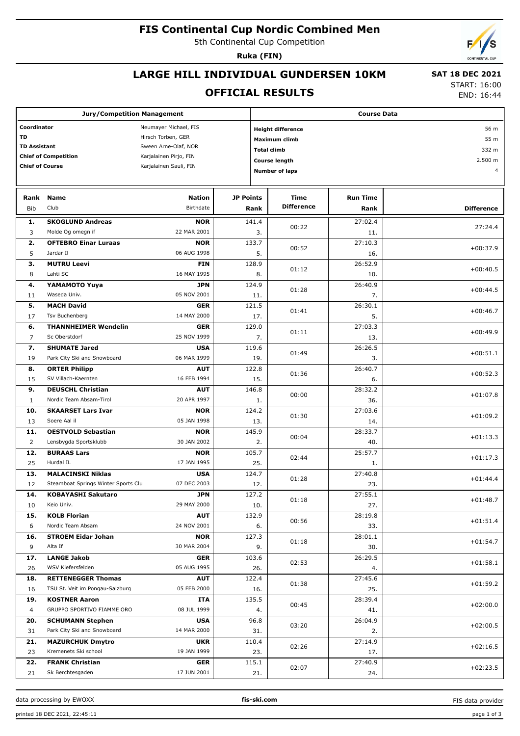# FIS Continental Cup Nordic Combined Men

5th Continental Cup Competition

**Ruka (FIN)**

## LARGE HILL INDIVIDUAL GUNDERSEN 10KM

## OFFICIAL RESULTS

**SAT 18 DEC 2021**
START: 16:00
END: 16:44

| Jury/Competition Management | |
|---|---|
| Coordinator | Neumayer Michael, FIS |
| TD | Hirsch Torben, GER |
| TD Assistant | Sween Arne-Olaf, NOR |
| Chief of Competition | Karjalainen Pirjo, FIN |
| Chief of Course | Karjalainen Sauli, FIN |

| Course Data | |
|---|---|
| Height difference | 56 m |
| Maximum climb | 55 m |
| Total climb | 332 m |
| Course length | 2.500 m |
| Number of laps | 4 |

| Rank | Bib | Name | Club | Nation | Birthdate | JP Points | JP Rank | Time Difference | Run Time | Run Rank | Difference |
|---|---|---|---|---|---|---|---|---|---|---|---|
| 1. | 3 | SKOGLUND Andreas | Molde Og omegn if | NOR | 22 MAR 2001 | 141.4 | 3. | 00:22 | 27:02.4 | 11. | 27:24.4 |
| 2. | 5 | OFTEBRO Einar Luraas | Jardar Il | NOR | 06 AUG 1998 | 133.7 | 5. | 00:52 | 27:10.3 | 16. | +00:37.9 |
| 3. | 8 | MUTRU Leevi | Lahti SC | FIN | 16 MAY 1995 | 128.9 | 8. | 01:12 | 26:52.9 | 10. | +00:40.5 |
| 4. | 11 | YAMAMOTO Yuya | Waseda Univ. | JPN | 05 NOV 2001 | 124.9 | 11. | 01:28 | 26:40.9 | 7. | +00:44.5 |
| 5. | 17 | MACH David | Tsv Buchenberg | GER | 14 MAY 2000 | 121.5 | 17. | 01:41 | 26:30.1 | 5. | +00:46.7 |
| 6. | 7 | THANNHEIMER Wendelin | Sc Oberstdorf | GER | 25 NOV 1999 | 129.0 | 7. | 01:11 | 27:03.3 | 13. | +00:49.9 |
| 7. | 19 | SHUMATE Jared | Park City Ski and Snowboard | USA | 06 MAR 1999 | 119.6 | 19. | 01:49 | 26:26.5 | 3. | +00:51.1 |
| 8. | 15 | ORTER Philipp | SV Villach-Kaernten | AUT | 16 FEB 1994 | 122.8 | 15. | 01:36 | 26:40.7 | 6. | +00:52.3 |
| 9. | 1 | DEUSCHL Christian | Nordic Team Absam-Tirol | AUT | 20 APR 1997 | 146.8 | 1. | 00:00 | 28:32.2 | 36. | +01:07.8 |
| 10. | 13 | SKAARSET Lars Ivar | Soere Aal il | NOR | 05 JAN 1998 | 124.2 | 13. | 01:30 | 27:03.6 | 14. | +01:09.2 |
| 11. | 2 | OESTVOLD Sebastian | Lensbygda Sportsklubb | NOR | 30 JAN 2002 | 145.9 | 2. | 00:04 | 28:33.7 | 40. | +01:13.3 |
| 12. | 25 | BURAAS Lars | Hurdal IL | NOR | 17 JAN 1995 | 105.7 | 25. | 02:44 | 25:57.7 | 1. | +01:17.3 |
| 13. | 12 | MALACINSKI Niklas | Steamboat Springs Winter Sports Clu | USA | 07 DEC 2003 | 124.7 | 12. | 01:28 | 27:40.8 | 23. | +01:44.4 |
| 14. | 10 | KOBAYASHI Sakutaro | Keio Univ. | JPN | 29 MAY 2000 | 127.2 | 10. | 01:18 | 27:55.1 | 27. | +01:48.7 |
| 15. | 6 | KOLB Florian | Nordic Team Absam | AUT | 24 NOV 2001 | 132.9 | 6. | 00:56 | 28:19.8 | 33. | +01:51.4 |
| 16. | 9 | STROEM Eidar Johan | Alta If | NOR | 30 MAR 2004 | 127.3 | 9. | 01:18 | 28:01.1 | 30. | +01:54.7 |
| 17. | 26 | LANGE Jakob | WSV Kiefersfelden | GER | 05 AUG 1995 | 103.6 | 26. | 02:53 | 26:29.5 | 4. | +01:58.1 |
| 18. | 16 | RETTENEGGER Thomas | TSU St. Veit im Pongau-Salzburg | AUT | 05 FEB 2000 | 122.4 | 16. | 01:38 | 27:45.6 | 25. | +01:59.2 |
| 19. | 4 | KOSTNER Aaron | GRUPPO SPORTIVO FIAMME ORO | ITA | 08 JUL 1999 | 135.5 | 4. | 00:45 | 28:39.4 | 41. | +02:00.0 |
| 20. | 31 | SCHUMANN Stephen | Park City Ski and Snowboard | USA | 14 MAR 2000 | 96.8 | 31. | 03:20 | 26:04.9 | 2. | +02:00.5 |
| 21. | 23 | MAZURCHUK Dmytro | Kremenets Ski school | UKR | 19 JAN 1999 | 110.4 | 23. | 02:26 | 27:14.9 | 17. | +02:16.5 |
| 22. | 21 | FRANK Christian | Sk Berchtesgaden | GER | 17 JUN 2001 | 115.1 | 21. | 02:07 | 27:40.9 | 24. | +02:23.5 |

data processing by EWOXX | fis-ski.com | FIS data provider

printed 18 DEC 2021, 22:45:11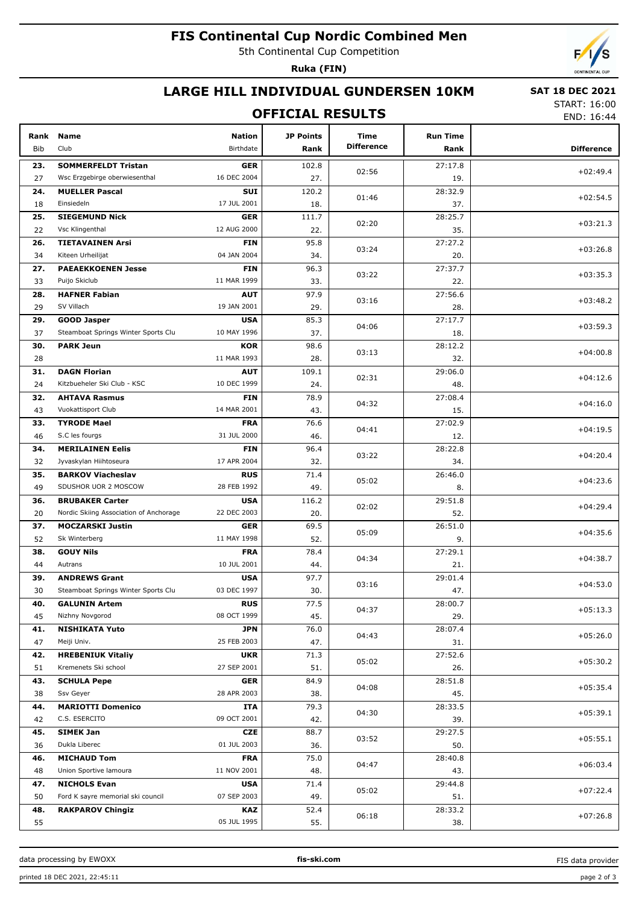# FIS Continental Cup Nordic Combined Men

5th Continental Cup Competition

**Ruka (FIN)**

## LARGE HILL INDIVIDUAL GUNDERSEN 10KM

**SAT 18 DEC 2021**

START: 16:00

END: 16:44

## OFFICIAL RESULTS

| Rank<br>Bib | Name<br>Club | Nation<br>Birthdate | JP Points<br>Rank | Time Difference | Run Time<br>Rank | Difference |
|---|---|---|---|---|---|---|
| **23.**<br>27 | **SOMMERFELDT Tristan**<br>Wsc Erzgebirge oberwiesenthal | **GER**<br>16 DEC 2004 | 102.8<br>27. | 02:56 | 27:17.8<br>19. | +02:49.4 |
| **24.**<br>18 | **MUELLER Pascal**<br>Einsiedeln | **SUI**<br>17 JUL 2001 | 120.2<br>18. | 01:46 | 28:32.9<br>37. | +02:54.5 |
| **25.**<br>22 | **SIEGEMUND Nick**<br>Vsc Klingenthal | **GER**<br>12 AUG 2000 | 111.7<br>22. | 02:20 | 28:25.7<br>35. | +03:21.3 |
| **26.**<br>34 | **TIETAVAINEN Arsi**<br>Kiteen Urheilijat | **FIN**<br>04 JAN 2004 | 95.8<br>34. | 03:24 | 27:27.2<br>20. | +03:26.8 |
| **27.**<br>33 | **PAEAEKKOENEN Jesse**<br>Puijo Skiclub | **FIN**<br>11 MAR 1999 | 96.3<br>33. | 03:22 | 27:37.7<br>22. | +03:35.3 |
| **28.**<br>29 | **HAFNER Fabian**<br>SV Villach | **AUT**<br>19 JAN 2001 | 97.9<br>29. | 03:16 | 27:56.6<br>28. | +03:48.2 |
| **29.**<br>37 | **GOOD Jasper**<br>Steamboat Springs Winter Sports Clu | **USA**<br>10 MAY 1996 | 85.3<br>37. | 04:06 | 27:17.7<br>18. | +03:59.3 |
| **30.**<br>28 | **PARK Jeun** | **KOR**<br>11 MAR 1993 | 98.6<br>28. | 03:13 | 28:12.2<br>32. | +04:00.8 |
| **31.**<br>24 | **DAGN Florian**<br>Kitzbueheler Ski Club - KSC | **AUT**<br>10 DEC 1999 | 109.1<br>24. | 02:31 | 29:06.0<br>48. | +04:12.6 |
| **32.**<br>43 | **AHTAVA Rasmus**<br>Vuokattisport Club | **FIN**<br>14 MAR 2001 | 78.9<br>43. | 04:32 | 27:08.4<br>15. | +04:16.0 |
| **33.**<br>46 | **TYRODE Mael**<br>S.C les fourgs | **FRA**<br>31 JUL 2000 | 76.6<br>46. | 04:41 | 27:02.9<br>12. | +04:19.5 |
| **34.**<br>32 | **MERILAINEN Eelis**<br>Jyvaskylan Hiihtoseura | **FIN**<br>17 APR 2004 | 96.4<br>32. | 03:22 | 28:22.8<br>34. | +04:20.4 |
| **35.**<br>49 | **BARKOV Viacheslav**<br>SDUSHOR UOR 2 MOSCOW | **RUS**<br>28 FEB 1992 | 71.4<br>49. | 05:02 | 26:46.0<br>8. | +04:23.6 |
| **36.**<br>20 | **BRUBAKER Carter**<br>Nordic Skiing Association of Anchorage | **USA**<br>22 DEC 2003 | 116.2<br>20. | 02:02 | 29:51.8<br>52. | +04:29.4 |
| **37.**<br>52 | **MOCZARSKI Justin**<br>Sk Winterberg | **GER**<br>11 MAY 1998 | 69.5<br>52. | 05:09 | 26:51.0<br>9. | +04:35.6 |
| **38.**<br>44 | **GOUY Nils**<br>Autrans | **FRA**<br>10 JUL 2001 | 78.4<br>44. | 04:34 | 27:29.1<br>21. | +04:38.7 |
| **39.**<br>30 | **ANDREWS Grant**<br>Steamboat Springs Winter Sports Clu | **USA**<br>03 DEC 1997 | 97.7<br>30. | 03:16 | 29:01.4<br>47. | +04:53.0 |
| **40.**<br>45 | **GALUNIN Artem**<br>Nizhny Novgorod | **RUS**<br>08 OCT 1999 | 77.5<br>45. | 04:37 | 28:00.7<br>29. | +05:13.3 |
| **41.**<br>47 | **NISHIKATA Yuto**<br>Meiji Univ. | **JPN**<br>25 FEB 2003 | 76.0<br>47. | 04:43 | 28:07.4<br>31. | +05:26.0 |
| **42.**<br>51 | **HREBENIUK Vitaliy**<br>Kremenets Ski school | **UKR**<br>27 SEP 2001 | 71.3<br>51. | 05:02 | 27:52.6<br>26. | +05:30.2 |
| **43.**<br>38 | **SCHULA Pepe**<br>Ssv Geyer | **GER**<br>28 APR 2003 | 84.9<br>38. | 04:08 | 28:51.8<br>45. | +05:35.4 |
| **44.**<br>42 | **MARIOTTI Domenico**<br>C.S. ESERCITO | **ITA**<br>09 OCT 2001 | 79.3<br>42. | 04:30 | 28:33.5<br>39. | +05:39.1 |
| **45.**<br>36 | **SIMEK Jan**<br>Dukla Liberec | **CZE**<br>01 JUL 2003 | 88.7<br>36. | 03:52 | 29:27.5<br>50. | +05:55.1 |
| **46.**<br>48 | **MICHAUD Tom**<br>Union Sportive lamoura | **FRA**<br>11 NOV 2001 | 75.0<br>48. | 04:47 | 28:40.8<br>43. | +06:03.4 |
| **47.**<br>50 | **NICHOLS Evan**<br>Ford K sayre memorial ski council | **USA**<br>07 SEP 2003 | 71.4<br>49. | 05:02 | 29:44.8<br>51. | +07:22.4 |
| **48.**<br>55 | **RAKPAROV Chingiz** | **KAZ**<br>05 JUL 1995 | 52.4<br>55. | 06:18 | 28:33.2<br>38. | +07:26.8 |

data processing by EWOXX **fis-ski.com** FIS data provider

printed 18 DEC 2021, 22:45:11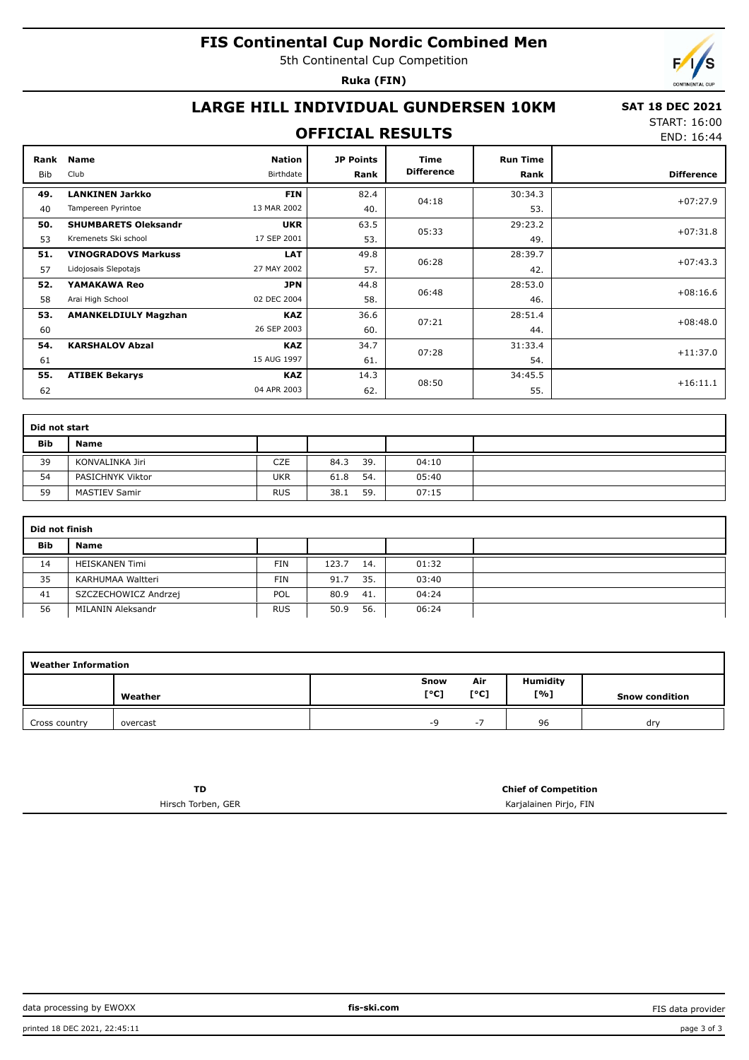# FIS Continental Cup Nordic Combined Men

5th Continental Cup Competition

**Ruka (FIN)**

## LARGE HILL INDIVIDUAL GUNDERSEN 10KM

**SAT 18 DEC 2021**

START: 16:00

END: 16:44

## OFFICIAL RESULTS

| Rank / Bib | Name / Club | Nation / Birthdate | JP Points / Rank | Time Difference | Run Time / Rank | Difference |
|---|---|---|---|---|---|---|
| **49.** | **LANKINEN Jarkko** | **FIN** | 82.4 | 04:18 | 30:34.3 | +07:27.9 |
| 40 | Tampereen Pyrintoe | 13 MAR 2002 | 40. | | 53. | |
| **50.** | **SHUMBARETS Oleksandr** | **UKR** | 63.5 | 05:33 | 29:23.2 | +07:31.8 |
| 53 | Kremenets Ski school | 17 SEP 2001 | 53. | | 49. | |
| **51.** | **VINOGRADOVS Markuss** | **LAT** | 49.8 | 06:28 | 28:39.7 | +07:43.3 |
| 57 | Lidojosais Slepotajs | 27 MAY 2002 | 57. | | 42. | |
| **52.** | **YAMAKAWA Reo** | **JPN** | 44.8 | 06:48 | 28:53.0 | +08:16.6 |
| 58 | Arai High School | 02 DEC 2004 | 58. | | 46. | |
| **53.** | **AMANKELDIULY Magzhan** | **KAZ** | 36.6 | 07:21 | 28:51.4 | +08:48.0 |
| 60 | | 26 SEP 2003 | 60. | | 44. | |
| **54.** | **KARSHALOV Abzal** | **KAZ** | 34.7 | 07:28 | 31:33.4 | +11:37.0 |
| 61 | | 15 AUG 1997 | 61. | | 54. | |
| **55.** | **ATIBEK Bekarys** | **KAZ** | 14.3 | 08:50 | 34:45.5 | +16:11.1 |
| 62 | | 04 APR 2003 | 62. | | 55. | |

**Did not start**

| Bib | Name | Nation | JP Points | Rank | Time Difference |
|---|---|---|---|---|---|
| 39 | KONVALINKA Jiri | CZE | 84.3 | 39. | 04:10 |
| 54 | PASICHNYK Viktor | UKR | 61.8 | 54. | 05:40 |
| 59 | MASTIEV Samir | RUS | 38.1 | 59. | 07:15 |

**Did not finish**

| Bib | Name | Nation | JP Points | Rank | Time Difference |
|---|---|---|---|---|---|
| 14 | HEISKANEN Timi | FIN | 123.7 | 14. | 01:32 |
| 35 | KARHUMAA Waltteri | FIN | 91.7 | 35. | 03:40 |
| 41 | SZCZECHOWICZ Andrzej | POL | 80.9 | 41. | 04:24 |
| 56 | MILANIN Aleksandr | RUS | 50.9 | 56. | 06:24 |

**Weather Information**

| | Weather | Snow [°C] | Air [°C] | Humidity [%] | Snow condition |
|---|---|---|---|---|---|
| Cross country | overcast | -9 | -7 | 96 | dry |

**TD**
Hirsch Torben, GER

**Chief of Competition**
Karjalainen Pirjo, FIN

data processing by EWOXX | **fis-ski.com** | FIS data provider

printed 18 DEC 2021, 22:45:11